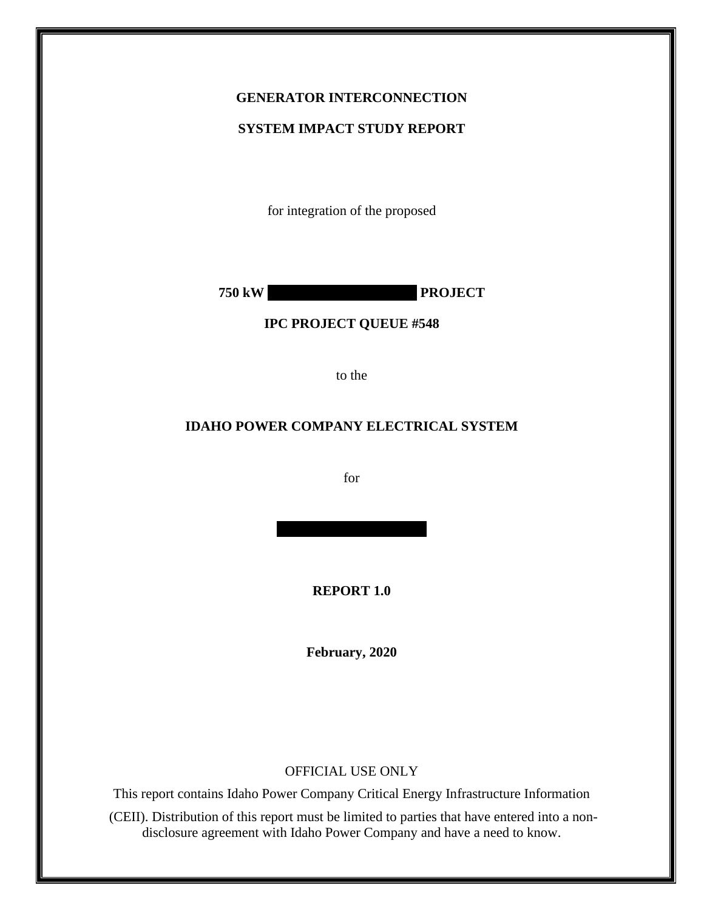**GENERATOR INTERCONNECTION**

**SYSTEM IMPACT STUDY REPORT**

for integration of the proposed

**750 kW ██████████ PROJECT**

**IPC PROJECT QUEUE #548**

to the

**IDAHO POWER COMPANY ELECTRICAL SYSTEM**

for

██████████

**REPORT 1.0**

**February, 2020**

OFFICIAL USE ONLY

This report contains Idaho Power Company Critical Energy Infrastructure Information (CEII). Distribution of this report must be limited to parties that have entered into a non-disclosure agreement with Idaho Power Company and have a need to know.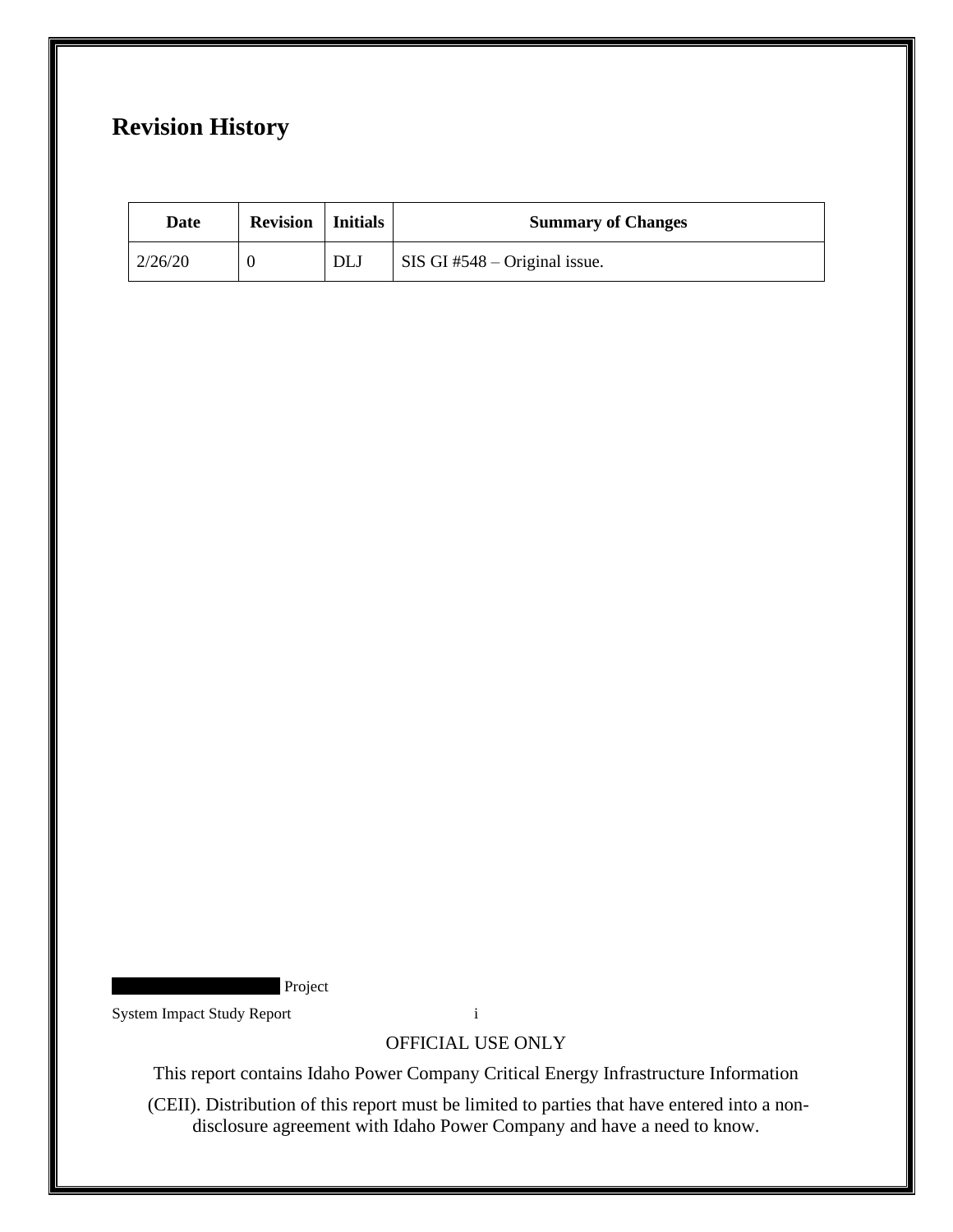# Revision History

| Date | Revision | Initials | Summary of Changes |
|---|---|---|---|
| 2/26/20 | 0 | DLJ | SIS GI #548 – Original issue. |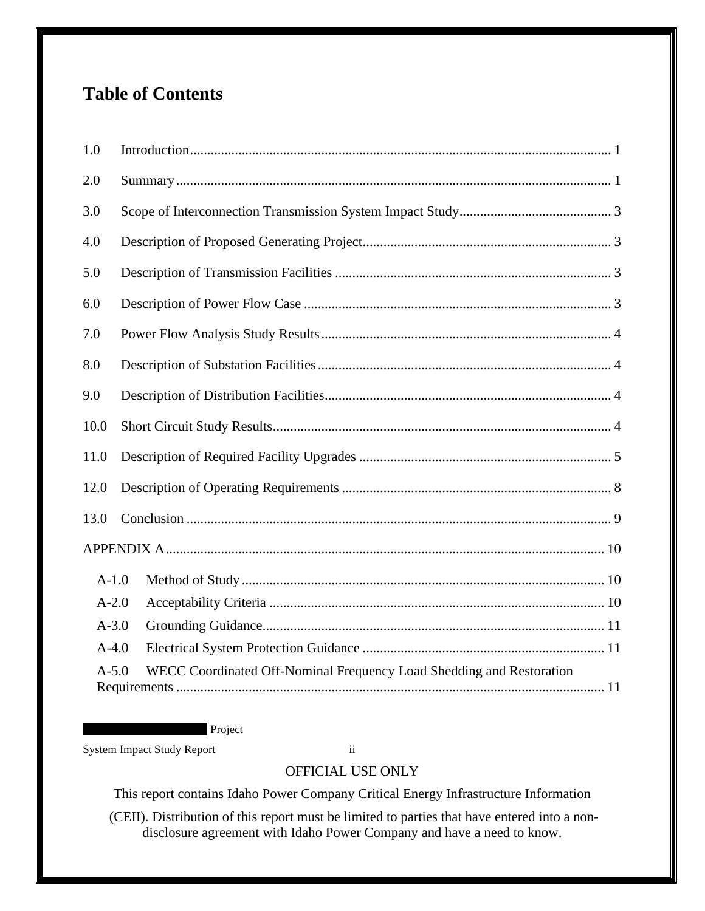# Table of Contents

1.0 Introduction ............................................................................................................................ 1

2.0 Summary .................................................................................................................................. 1

3.0 Scope of Interconnection Transmission System Impact Study ............................................ 3

4.0 Description of Proposed Generating Project ......................................................................... 3

5.0 Description of Transmission Facilities .................................................................................. 3

6.0 Description of Power Flow Case ........................................................................................... 3

7.0 Power Flow Analysis Study Results ...................................................................................... 4

8.0 Description of Substation Facilities ...................................................................................... 4

9.0 Description of Distribution Facilities .................................................................................... 4

10.0 Short Circuit Study Results ................................................................................................... 4

11.0 Description of Required Facility Upgrades .......................................................................... 5

12.0 Description of Operating Requirements ............................................................................... 8

13.0 Conclusion ............................................................................................................................ 9

APPENDIX A ............................................................................................................................... 10

- A-1.0 Method of Study ........................................................................................................... 10
- A-2.0 Acceptability Criteria ................................................................................................... 10
- A-3.0 Grounding Guidance ..................................................................................................... 11
- A-4.0 Electrical System Protection Guidance ......................................................................... 11
- A-5.0 WECC Coordinated Off-Nominal Frequency Load Shedding and Restoration Requirements ........................................................................................................................ 11

OFFICIAL USE ONLY

This report contains Idaho Power Company Critical Energy Infrastructure Information (CEII). Distribution of this report must be limited to parties that have entered into a non-disclosure agreement with Idaho Power Company and have a need to know.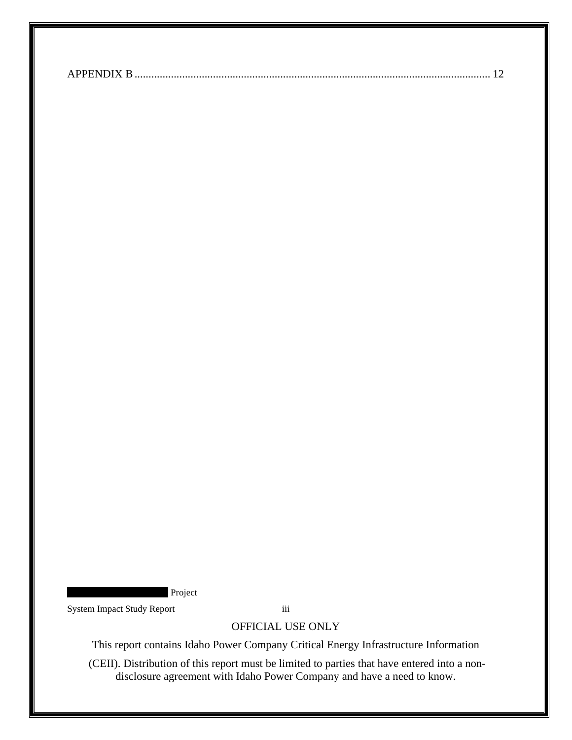APPENDIX B ............................................................................................................................ 12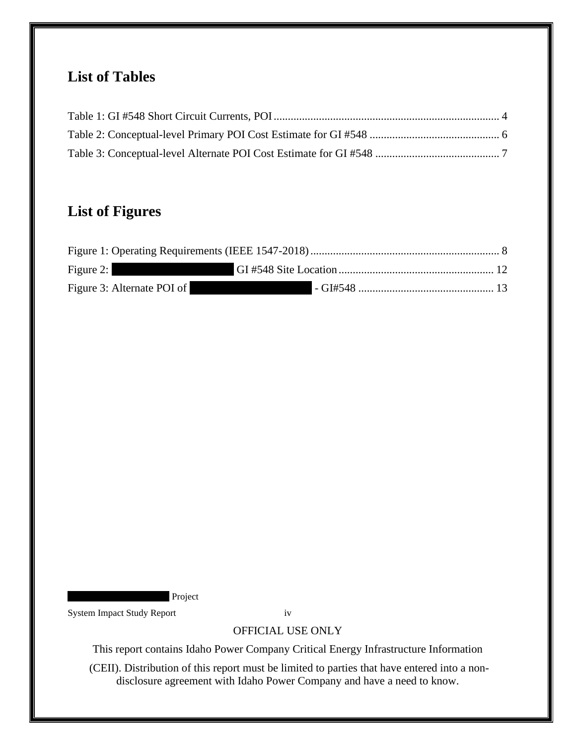## List of Tables

Table 1: GI #548 Short Circuit Currents, POI ............................................................................... 4
Table 2: Conceptual-level Primary POI Cost Estimate for GI #548 .............................................. 6
Table 3: Conceptual-level Alternate POI Cost Estimate for GI #548 ............................................ 7

## List of Figures

Figure 1: Operating Requirements (IEEE 1547-2018) .................................................................. 8
Figure 2: ██████████ GI #548 Site Location ...................................................... 12
Figure 3: Alternate POI of ██████████ - GI#548 ................................................ 13

OFFICIAL USE ONLY

This report contains Idaho Power Company Critical Energy Infrastructure Information (CEII). Distribution of this report must be limited to parties that have entered into a non-disclosure agreement with Idaho Power Company and have a need to know.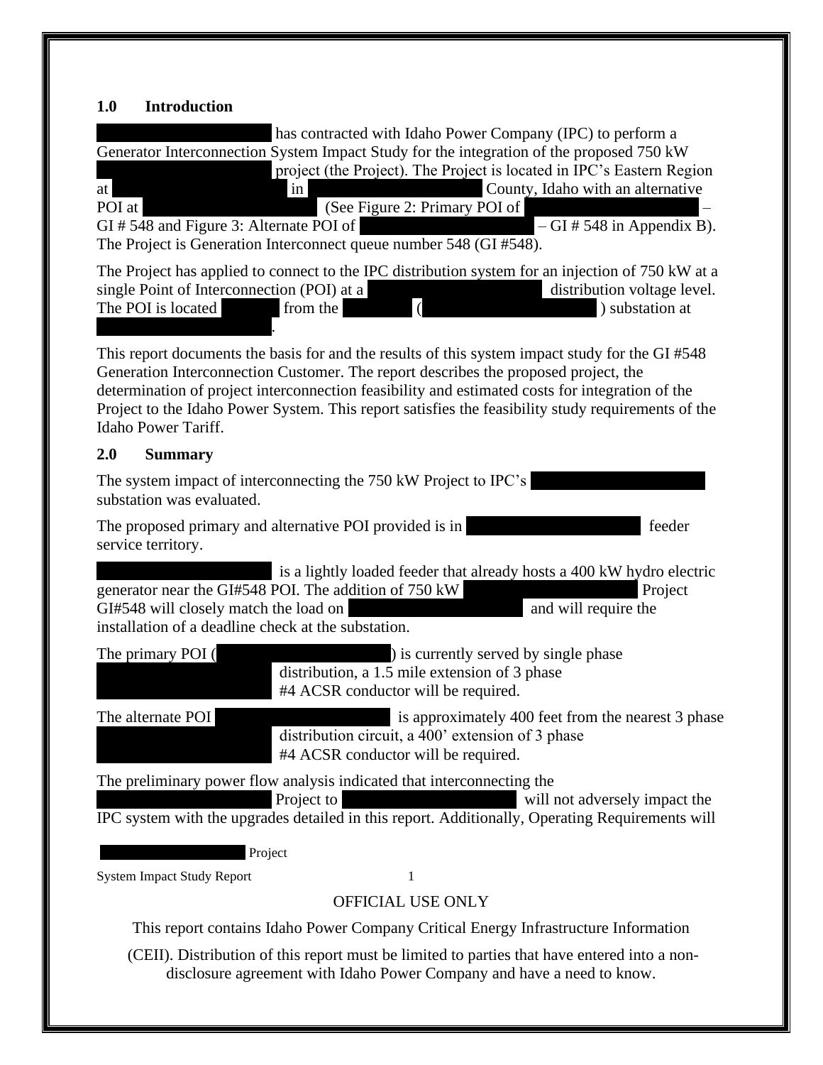## 1.0 Introduction

has contracted with Idaho Power Company (IPC) to perform a Generator Interconnection System Impact Study for the integration of the proposed 750 kW project (the Project). The Project is located in IPC's Eastern Region at in County, Idaho with an alternative POI at (See Figure 2: Primary POI of – GI # 548 and Figure 3: Alternate POI of – GI # 548 in Appendix B). The Project is Generation Interconnect queue number 548 (GI #548).

The Project has applied to connect to the IPC distribution system for an injection of 750 kW at a single Point of Interconnection (POI) at a distribution voltage level. The POI is located from the ( ) substation at .

This report documents the basis for and the results of this system impact study for the GI #548 Generation Interconnection Customer. The report describes the proposed project, the determination of project interconnection feasibility and estimated costs for integration of the Project to the Idaho Power System. This report satisfies the feasibility study requirements of the Idaho Power Tariff.

## 2.0 Summary

The system impact of interconnecting the 750 kW Project to IPC's substation was evaluated.

The proposed primary and alternative POI provided is in feeder service territory.

is a lightly loaded feeder that already hosts a 400 kW hydro electric generator near the GI#548 POI. The addition of 750 kW Project GI#548 will closely match the load on and will require the installation of a deadline check at the substation.

The primary POI ( ) is currently served by single phase distribution, a 1.5 mile extension of 3 phase #4 ACSR conductor will be required.

The alternate POI is approximately 400 feet from the nearest 3 phase distribution circuit, a 400' extension of 3 phase #4 ACSR conductor will be required.

The preliminary power flow analysis indicated that interconnecting the Project to will not adversely impact the IPC system with the upgrades detailed in this report. Additionally, Operating Requirements will

OFFICIAL USE ONLY

This report contains Idaho Power Company Critical Energy Infrastructure Information (CEII). Distribution of this report must be limited to parties that have entered into a non-disclosure agreement with Idaho Power Company and have a need to know.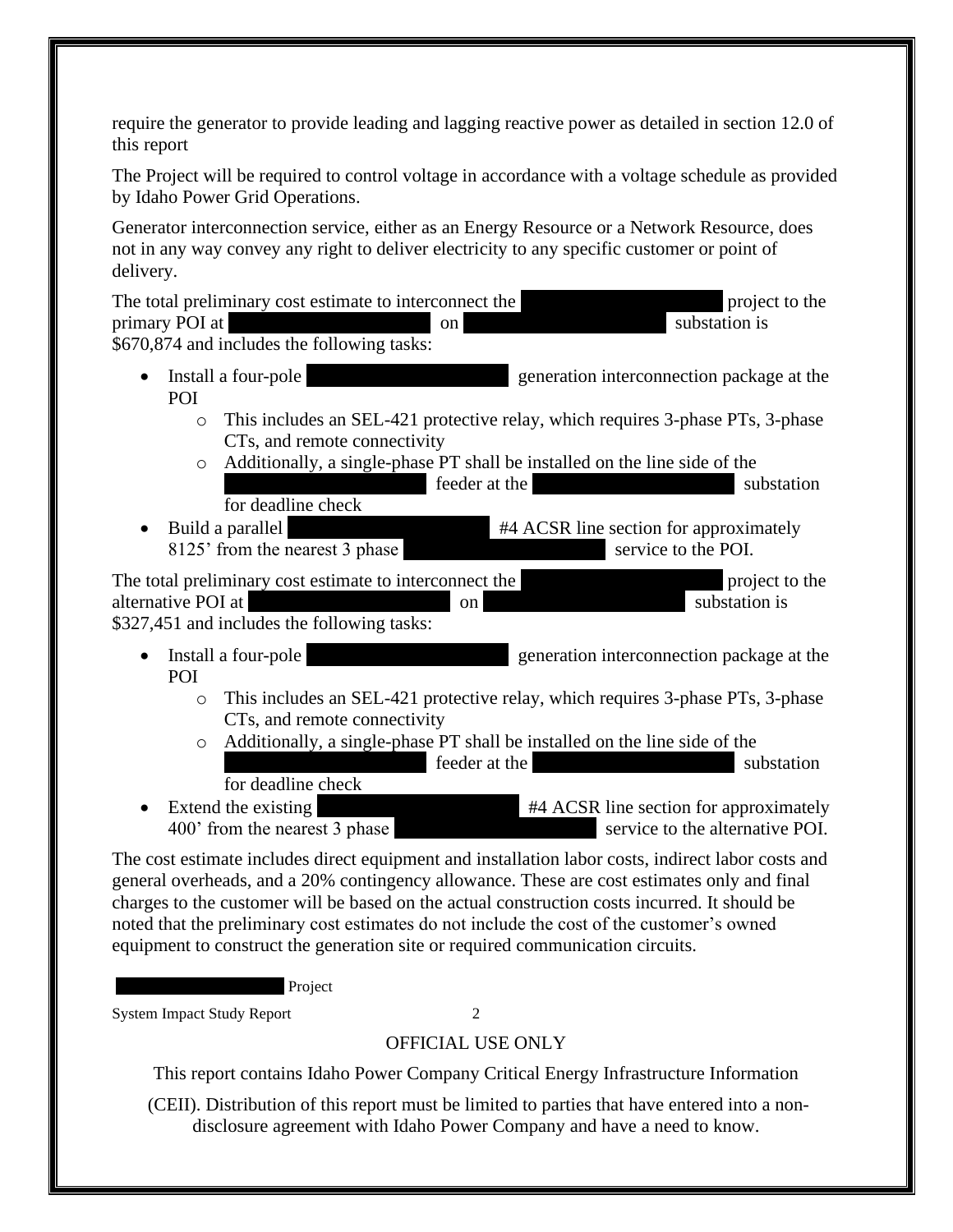require the generator to provide leading and lagging reactive power as detailed in section 12.0 of this report

The Project will be required to control voltage in accordance with a voltage schedule as provided by Idaho Power Grid Operations.

Generator interconnection service, either as an Energy Resource or a Network Resource, does not in any way convey any right to deliver electricity to any specific customer or point of delivery.

The total preliminary cost estimate to interconnect the [REDACTED] project to the primary POI at [REDACTED] on [REDACTED] substation is $670,874 and includes the following tasks:

- Install a four-pole [REDACTED] generation interconnection package at the POI
  - This includes an SEL-421 protective relay, which requires 3-phase PTs, 3-phase CTs, and remote connectivity
  - Additionally, a single-phase PT shall be installed on the line side of the [REDACTED] feeder at the [REDACTED] substation for deadline check
- Build a parallel [REDACTED] #4 ACSR line section for approximately 8125’ from the nearest 3 phase [REDACTED] service to the POI.

The total preliminary cost estimate to interconnect the [REDACTED] project to the alternative POI at [REDACTED] on [REDACTED] substation is $327,451 and includes the following tasks:

- Install a four-pole [REDACTED] generation interconnection package at the POI
  - This includes an SEL-421 protective relay, which requires 3-phase PTs, 3-phase CTs, and remote connectivity
  - Additionally, a single-phase PT shall be installed on the line side of the [REDACTED] feeder at the [REDACTED] substation for deadline check
- Extend the existing [REDACTED] #4 ACSR line section for approximately 400’ from the nearest 3 phase [REDACTED] service to the alternative POI.

The cost estimate includes direct equipment and installation labor costs, indirect labor costs and general overheads, and a 20% contingency allowance. These are cost estimates only and final charges to the customer will be based on the actual construction costs incurred. It should be noted that the preliminary cost estimates do not include the cost of the customer’s owned equipment to construct the generation site or required communication circuits.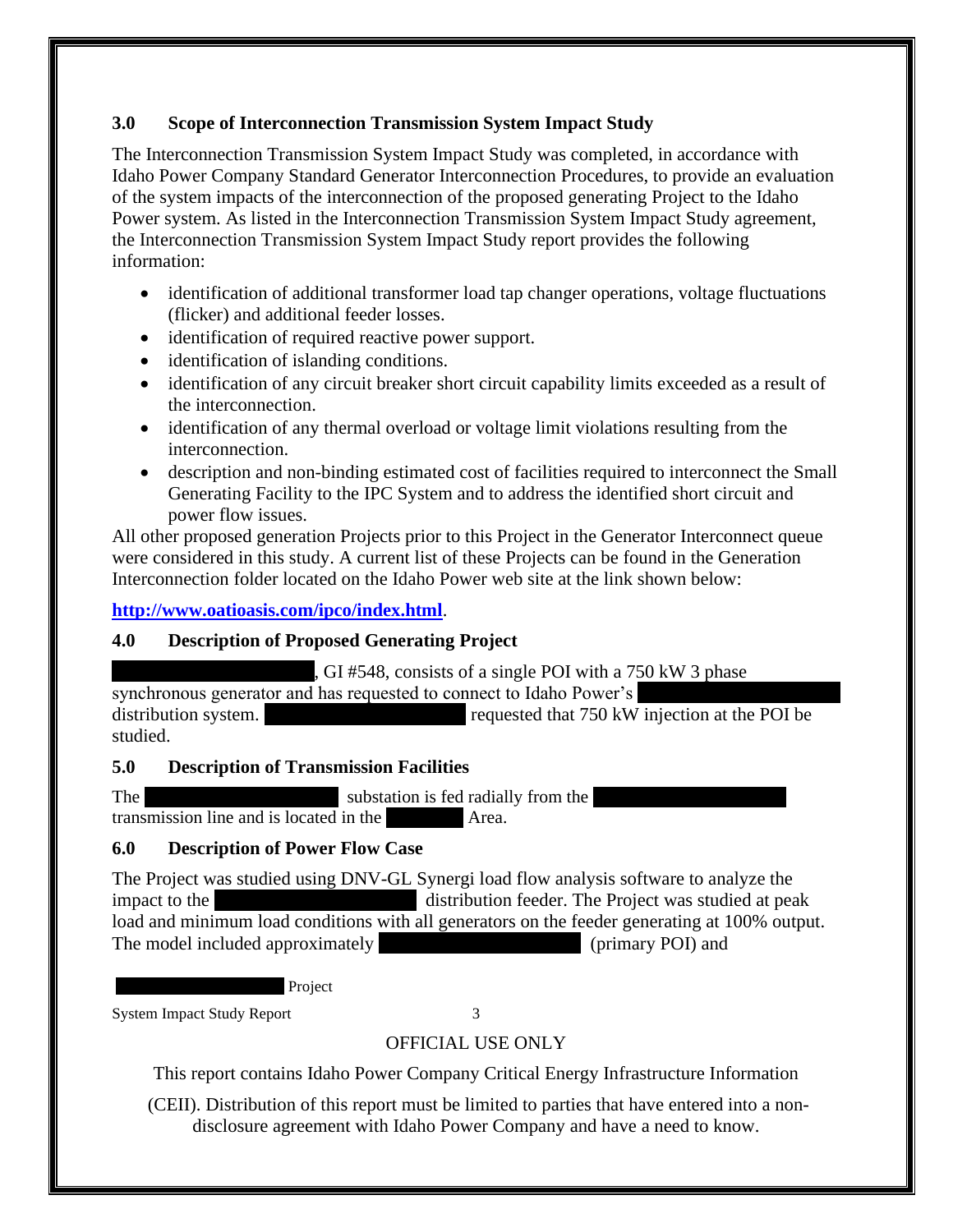## 3.0 Scope of Interconnection Transmission System Impact Study

The Interconnection Transmission System Impact Study was completed, in accordance with Idaho Power Company Standard Generator Interconnection Procedures, to provide an evaluation of the system impacts of the interconnection of the proposed generating Project to the Idaho Power system. As listed in the Interconnection Transmission System Impact Study agreement, the Interconnection Transmission System Impact Study report provides the following information:

- identification of additional transformer load tap changer operations, voltage fluctuations (flicker) and additional feeder losses.
- identification of required reactive power support.
- identification of islanding conditions.
- identification of any circuit breaker short circuit capability limits exceeded as a result of the interconnection.
- identification of any thermal overload or voltage limit violations resulting from the interconnection.
- description and non-binding estimated cost of facilities required to interconnect the Small Generating Facility to the IPC System and to address the identified short circuit and power flow issues.

All other proposed generation Projects prior to this Project in the Generator Interconnect queue were considered in this study. A current list of these Projects can be found in the Generation Interconnection folder located on the Idaho Power web site at the link shown below:

**http://www.oatioasis.com/ipco/index.html**.

## 4.0 Description of Proposed Generating Project

[REDACTED], GI #548, consists of a single POI with a 750 kW 3 phase synchronous generator and has requested to connect to Idaho Power's [REDACTED] distribution system. [REDACTED] requested that 750 kW injection at the POI be studied.

## 5.0 Description of Transmission Facilities

The [REDACTED] substation is fed radially from the [REDACTED] transmission line and is located in the [REDACTED] Area.

## 6.0 Description of Power Flow Case

The Project was studied using DNV-GL Synergi load flow analysis software to analyze the impact to the [REDACTED] distribution feeder. The Project was studied at peak load and minimum load conditions with all generators on the feeder generating at 100% output. The model included approximately [REDACTED] (primary POI) and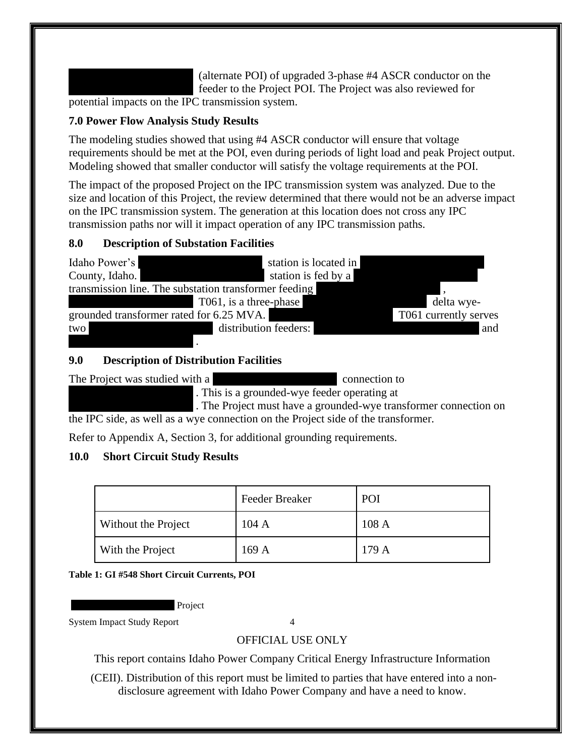(alternate POI) of upgraded 3-phase #4 ASCR conductor on the feeder to the Project POI. The Project was also reviewed for potential impacts on the IPC transmission system.

**7.0 Power Flow Analysis Study Results**

The modeling studies showed that using #4 ASCR conductor will ensure that voltage requirements should be met at the POI, even during periods of light load and peak Project output. Modeling showed that smaller conductor will satisfy the voltage requirements at the POI.

The impact of the proposed Project on the IPC transmission system was analyzed. Due to the size and location of this Project, the review determined that there would not be an adverse impact on the IPC transmission system. The generation at this location does not cross any IPC transmission paths nor will it impact operation of any IPC transmission paths.

**8.0 Description of Substation Facilities**

Idaho Power's station is located in County, Idaho. station is fed by a transmission line. The substation transformer feeding , T061, is a three-phase delta wye-grounded transformer rated for 6.25 MVA. T061 currently serves two distribution feeders: and .

**9.0 Description of Distribution Facilities**

The Project was studied with a connection to . This is a grounded-wye feeder operating at . The Project must have a grounded-wye transformer connection on the IPC side, as well as a wye connection on the Project side of the transformer.

Refer to Appendix A, Section 3, for additional grounding requirements.

**10.0 Short Circuit Study Results**

| | Feeder Breaker | POI |
|---|---|---|
| Without the Project | 104 A | 108 A |
| With the Project | 169 A | 179 A |

**Table 1: GI #548 Short Circuit Currents, POI**

OFFICIAL USE ONLY

This report contains Idaho Power Company Critical Energy Infrastructure Information (CEII). Distribution of this report must be limited to parties that have entered into a non-disclosure agreement with Idaho Power Company and have a need to know.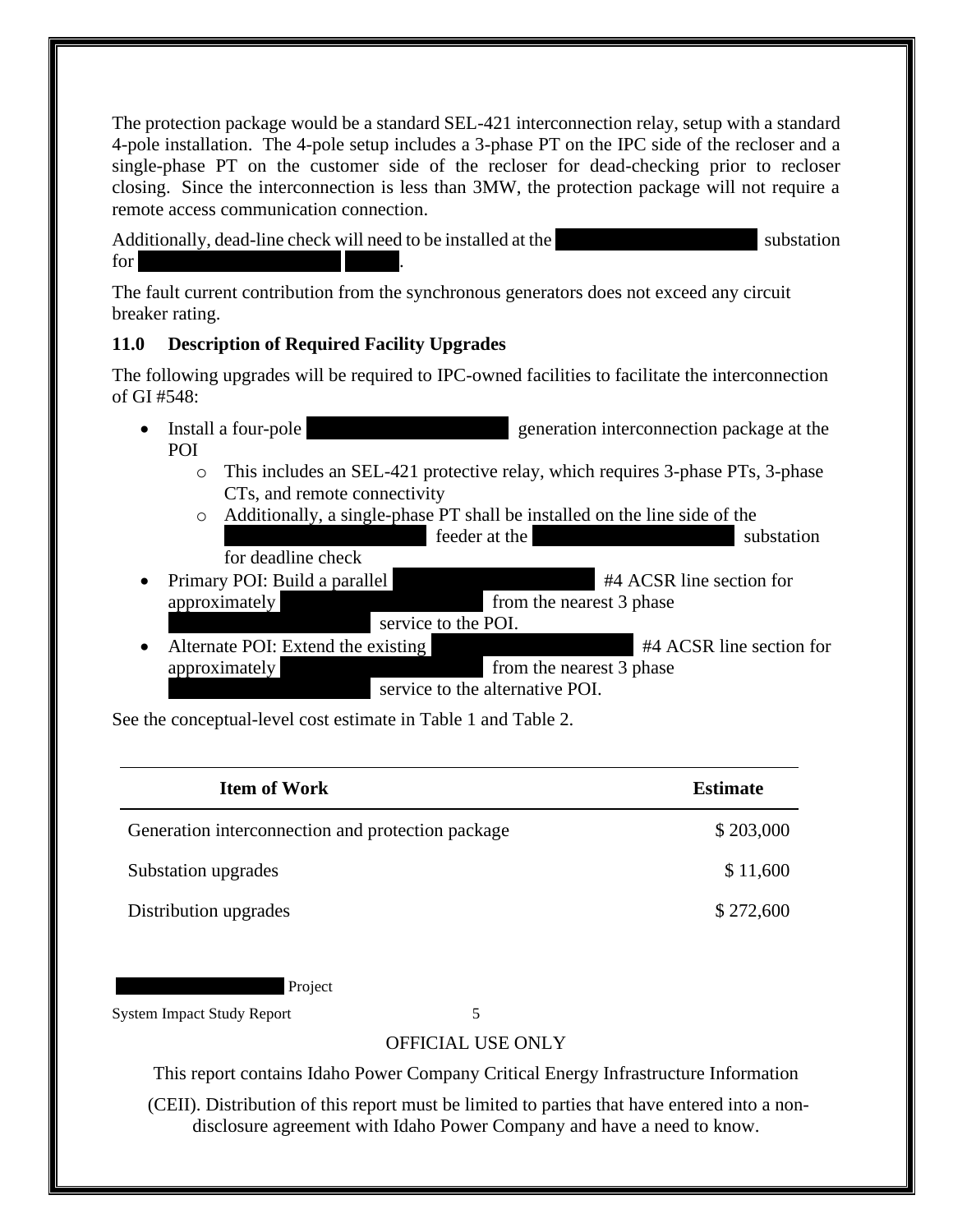The protection package would be a standard SEL-421 interconnection relay, setup with a standard 4-pole installation. The 4-pole setup includes a 3-phase PT on the IPC side of the recloser and a single-phase PT on the customer side of the recloser for dead-checking prior to recloser closing. Since the interconnection is less than 3MW, the protection package will not require a remote access communication connection.

Additionally, dead-line check will need to be installed at the ████████████ substation for ████████████ ███.

The fault current contribution from the synchronous generators does not exceed any circuit breaker rating.

## 11.0 Description of Required Facility Upgrades

The following upgrades will be required to IPC-owned facilities to facilitate the interconnection of GI #548:

- Install a four-pole ████████████ generation interconnection package at the POI
  - This includes an SEL-421 protective relay, which requires 3-phase PTs, 3-phase CTs, and remote connectivity
  - Additionally, a single-phase PT shall be installed on the line side of the ████████████ feeder at the ████████████ substation for deadline check
- Primary POI: Build a parallel ████████████ #4 ACSR line section for approximately ████████ from the nearest 3 phase ████████████ service to the POI.
- Alternate POI: Extend the existing ████████████ #4 ACSR line section for approximately ████████ from the nearest 3 phase ████████████ service to the alternative POI.

See the conceptual-level cost estimate in Table 1 and Table 2.

| Item of Work | Estimate |
| --- | --- |
| Generation interconnection and protection package | $ 203,000 |
| Substation upgrades | $ 11,600 |
| Distribution upgrades | $ 272,600 |

OFFICIAL USE ONLY

This report contains Idaho Power Company Critical Energy Infrastructure Information (CEII). Distribution of this report must be limited to parties that have entered into a non-disclosure agreement with Idaho Power Company and have a need to know.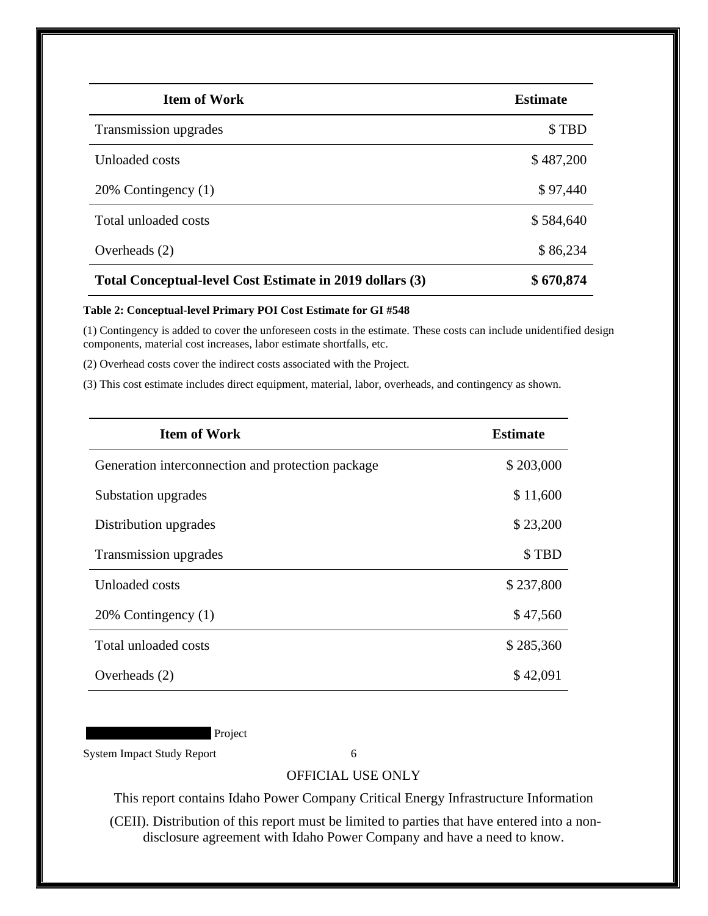| Item of Work | Estimate |
|---|---|
| Transmission upgrades | $ TBD |
| Unloaded costs | $ 487,200 |
| 20% Contingency (1) | $ 97,440 |
| Total unloaded costs | $ 584,640 |
| Overheads (2) | $ 86,234 |
| **Total Conceptual-level Cost Estimate in 2019 dollars (3)** | **$ 670,874** |

**Table 2: Conceptual-level Primary POI Cost Estimate for GI #548**

(1) Contingency is added to cover the unforeseen costs in the estimate. These costs can include unidentified design components, material cost increases, labor estimate shortfalls, etc.

(2) Overhead costs cover the indirect costs associated with the Project.

(3) This cost estimate includes direct equipment, material, labor, overheads, and contingency as shown.

| Item of Work | Estimate |
|---|---|
| Generation interconnection and protection package | $ 203,000 |
| Substation upgrades | $ 11,600 |
| Distribution upgrades | $ 23,200 |
| Transmission upgrades | $ TBD |
| Unloaded costs | $ 237,800 |
| 20% Contingency (1) | $ 47,560 |
| Total unloaded costs | $ 285,360 |
| Overheads (2) | $ 42,091 |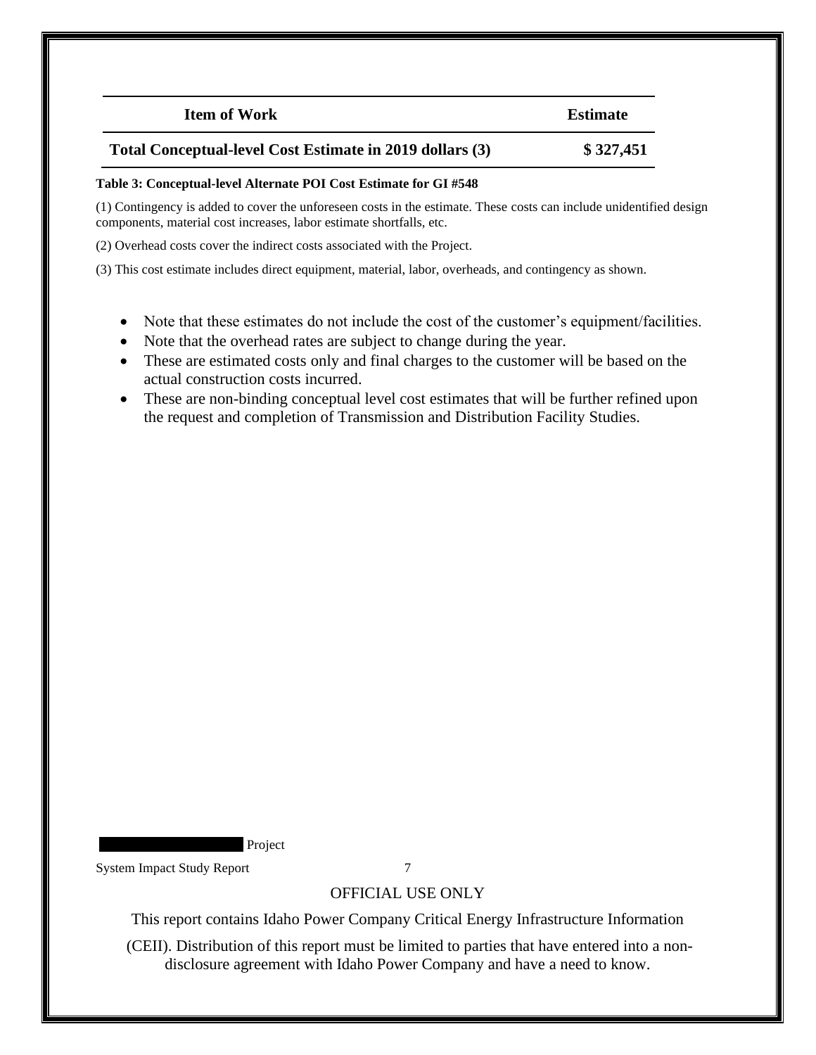| Item of Work | Estimate |
|---|---|
| **Total Conceptual-level Cost Estimate in 2019 dollars (3)** | **$ 327,451** |

**Table 3: Conceptual-level Alternate POI Cost Estimate for GI #548**

(1) Contingency is added to cover the unforeseen costs in the estimate. These costs can include unidentified design components, material cost increases, labor estimate shortfalls, etc.

(2) Overhead costs cover the indirect costs associated with the Project.

(3) This cost estimate includes direct equipment, material, labor, overheads, and contingency as shown.

- Note that these estimates do not include the cost of the customer's equipment/facilities.
- Note that the overhead rates are subject to change during the year.
- These are estimated costs only and final charges to the customer will be based on the actual construction costs incurred.
- These are non-binding conceptual level cost estimates that will be further refined upon the request and completion of Transmission and Distribution Facility Studies.

OFFICIAL USE ONLY

This report contains Idaho Power Company Critical Energy Infrastructure Information (CEII). Distribution of this report must be limited to parties that have entered into a non-disclosure agreement with Idaho Power Company and have a need to know.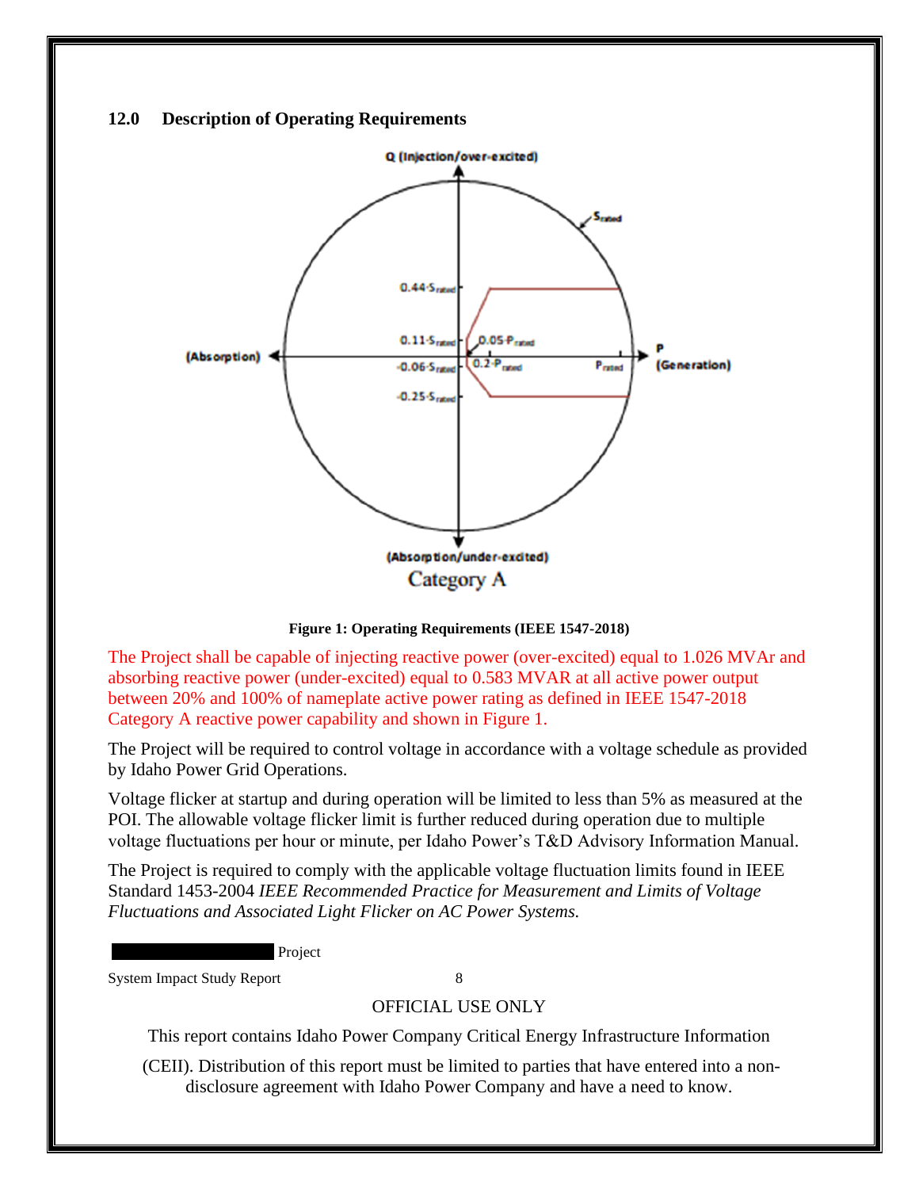## 12.0 Description of Operating Requirements

Figure 1: Operating Requirements (IEEE 1547-2018)

The Project shall be capable of injecting reactive power (over-excited) equal to 1.026 MVAr and absorbing reactive power (under-excited) equal to 0.583 MVAR at all active power output between 20% and 100% of nameplate active power rating as defined in IEEE 1547-2018 Category A reactive power capability and shown in Figure 1.

The Project will be required to control voltage in accordance with a voltage schedule as provided by Idaho Power Grid Operations.

Voltage flicker at startup and during operation will be limited to less than 5% as measured at the POI. The allowable voltage flicker limit is further reduced during operation due to multiple voltage fluctuations per hour or minute, per Idaho Power's T&D Advisory Information Manual.

The Project is required to comply with the applicable voltage fluctuation limits found in IEEE Standard 1453-2004 *IEEE Recommended Practice for Measurement and Limits of Voltage Fluctuations and Associated Light Flicker on AC Power Systems.*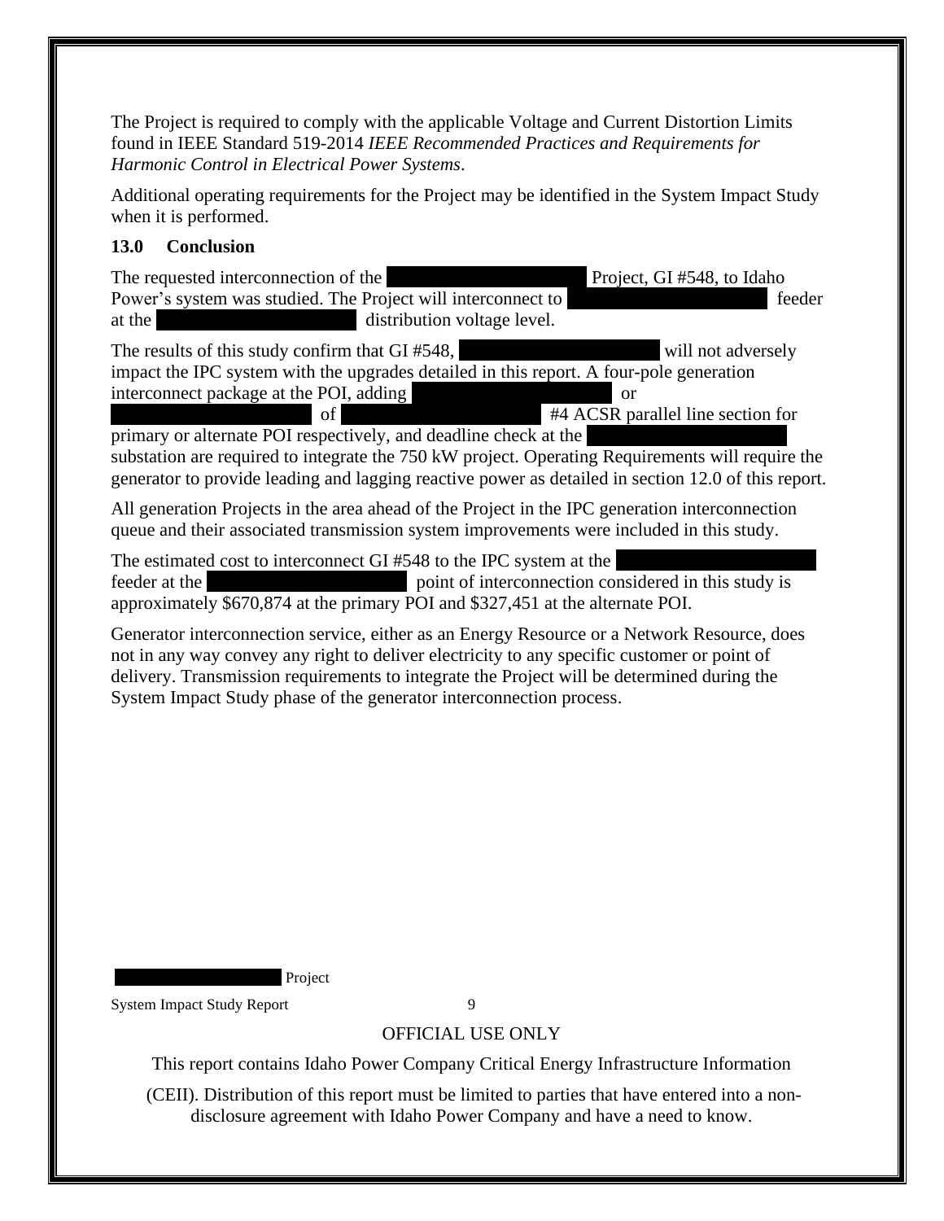The Project is required to comply with the applicable Voltage and Current Distortion Limits found in IEEE Standard 519-2014 *IEEE Recommended Practices and Requirements for Harmonic Control in Electrical Power Systems*.

Additional operating requirements for the Project may be identified in the System Impact Study when it is performed.

## 13.0 Conclusion

The requested interconnection of the Project, GI #548, to Idaho Power's system was studied. The Project will interconnect to feeder at the distribution voltage level.

The results of this study confirm that GI #548, will not adversely impact the IPC system with the upgrades detailed in this report. A four-pole generation interconnect package at the POI, adding or of #4 ACSR parallel line section for primary or alternate POI respectively, and deadline check at the substation are required to integrate the 750 kW project. Operating Requirements will require the generator to provide leading and lagging reactive power as detailed in section 12.0 of this report.

All generation Projects in the area ahead of the Project in the IPC generation interconnection queue and their associated transmission system improvements were included in this study.

The estimated cost to interconnect GI #548 to the IPC system at the feeder at the point of interconnection considered in this study is approximately $670,874 at the primary POI and $327,451 at the alternate POI.

Generator interconnection service, either as an Energy Resource or a Network Resource, does not in any way convey any right to deliver electricity to any specific customer or point of delivery. Transmission requirements to integrate the Project will be determined during the System Impact Study phase of the generator interconnection process.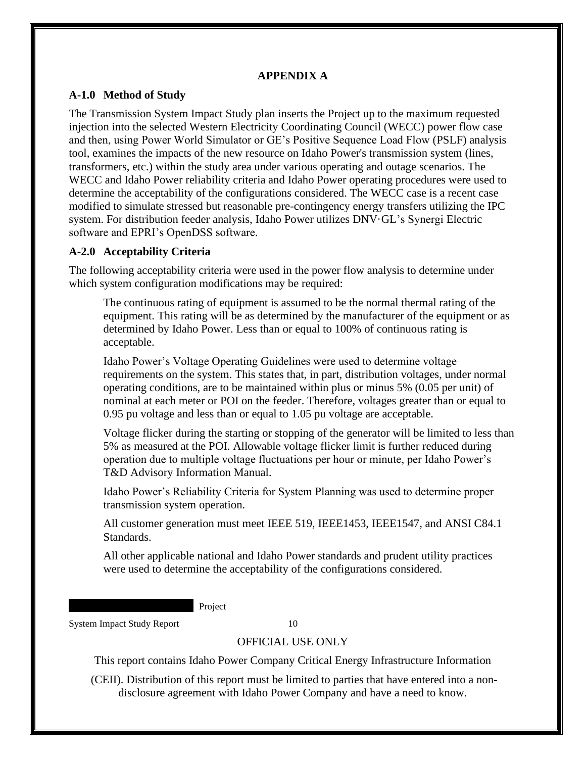## APPENDIX A

### A-1.0 Method of Study

The Transmission System Impact Study plan inserts the Project up to the maximum requested injection into the selected Western Electricity Coordinating Council (WECC) power flow case and then, using Power World Simulator or GE's Positive Sequence Load Flow (PSLF) analysis tool, examines the impacts of the new resource on Idaho Power's transmission system (lines, transformers, etc.) within the study area under various operating and outage scenarios. The WECC and Idaho Power reliability criteria and Idaho Power operating procedures were used to determine the acceptability of the configurations considered. The WECC case is a recent case modified to simulate stressed but reasonable pre-contingency energy transfers utilizing the IPC system. For distribution feeder analysis, Idaho Power utilizes DNV·GL's Synergi Electric software and EPRI's OpenDSS software.

### A-2.0 Acceptability Criteria

The following acceptability criteria were used in the power flow analysis to determine under which system configuration modifications may be required:

The continuous rating of equipment is assumed to be the normal thermal rating of the equipment. This rating will be as determined by the manufacturer of the equipment or as determined by Idaho Power. Less than or equal to 100% of continuous rating is acceptable.

Idaho Power's Voltage Operating Guidelines were used to determine voltage requirements on the system. This states that, in part, distribution voltages, under normal operating conditions, are to be maintained within plus or minus 5% (0.05 per unit) of nominal at each meter or POI on the feeder. Therefore, voltages greater than or equal to 0.95 pu voltage and less than or equal to 1.05 pu voltage are acceptable.

Voltage flicker during the starting or stopping of the generator will be limited to less than 5% as measured at the POI. Allowable voltage flicker limit is further reduced during operation due to multiple voltage fluctuations per hour or minute, per Idaho Power's T&D Advisory Information Manual.

Idaho Power's Reliability Criteria for System Planning was used to determine proper transmission system operation.

All customer generation must meet IEEE 519, IEEE1453, IEEE1547, and ANSI C84.1 Standards.

All other applicable national and Idaho Power standards and prudent utility practices were used to determine the acceptability of the configurations considered.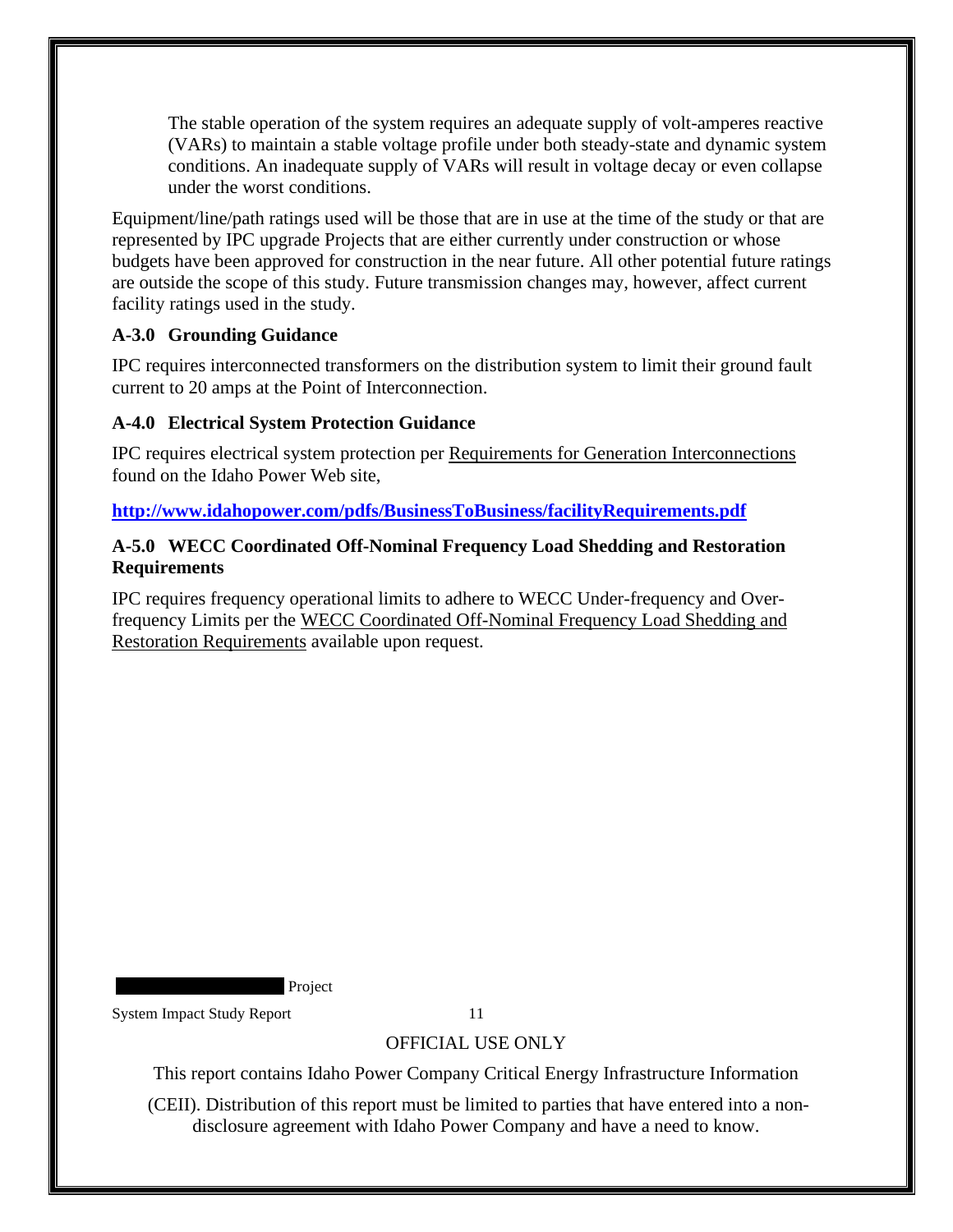The stable operation of the system requires an adequate supply of volt-amperes reactive (VARs) to maintain a stable voltage profile under both steady-state and dynamic system conditions. An inadequate supply of VARs will result in voltage decay or even collapse under the worst conditions.

Equipment/line/path ratings used will be those that are in use at the time of the study or that are represented by IPC upgrade Projects that are either currently under construction or whose budgets have been approved for construction in the near future. All other potential future ratings are outside the scope of this study. Future transmission changes may, however, affect current facility ratings used in the study.

### A-3.0 Grounding Guidance

IPC requires interconnected transformers on the distribution system to limit their ground fault current to 20 amps at the Point of Interconnection.

### A-4.0 Electrical System Protection Guidance

IPC requires electrical system protection per Requirements for Generation Interconnections found on the Idaho Power Web site,

**http://www.idahopower.com/pdfs/BusinessToBusiness/facilityRequirements.pdf**

### A-5.0 WECC Coordinated Off-Nominal Frequency Load Shedding and Restoration Requirements

IPC requires frequency operational limits to adhere to WECC Under-frequency and Over-frequency Limits per the WECC Coordinated Off-Nominal Frequency Load Shedding and Restoration Requirements available upon request.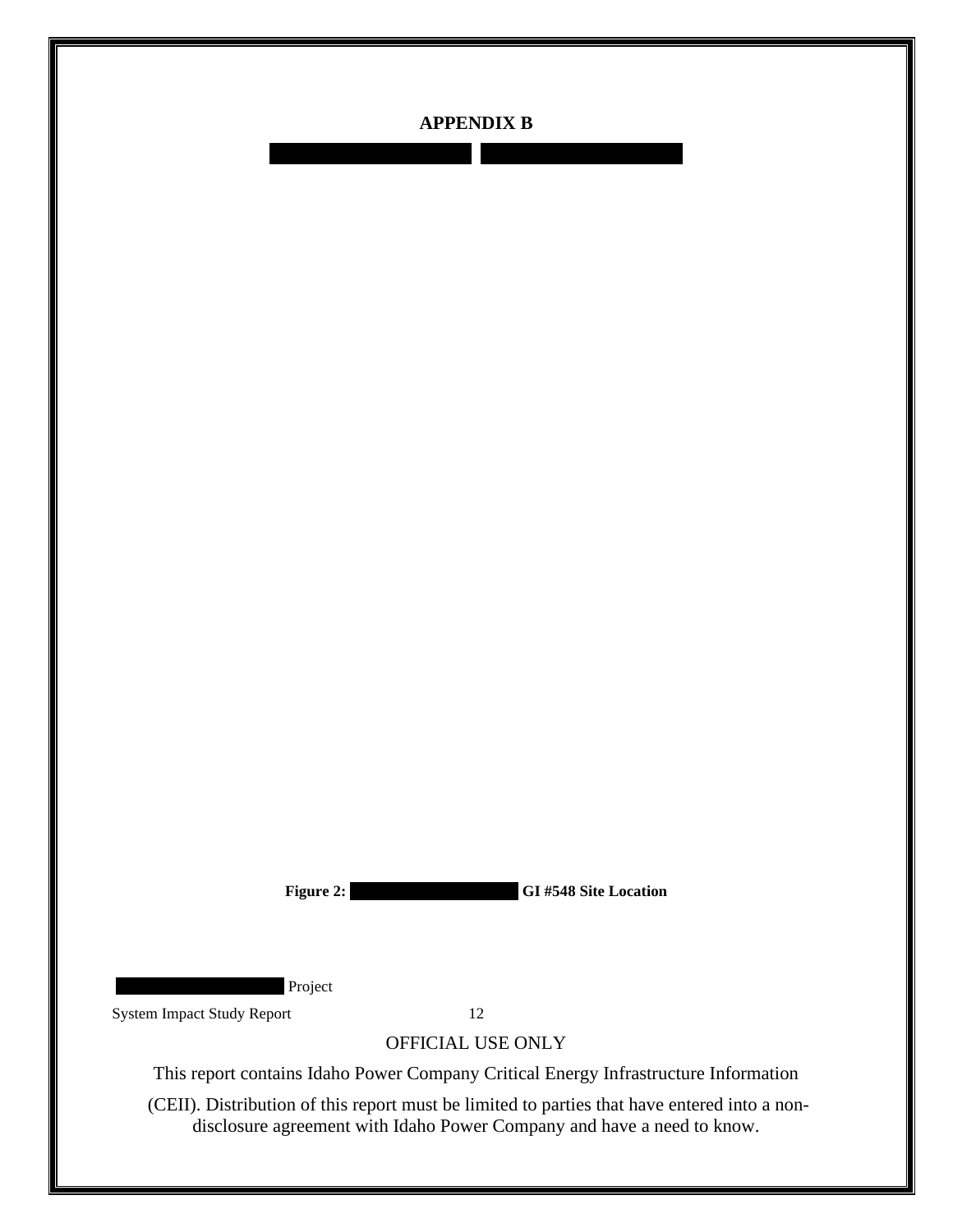## APPENDIX B

**Figure 2: GI #548 Site Location**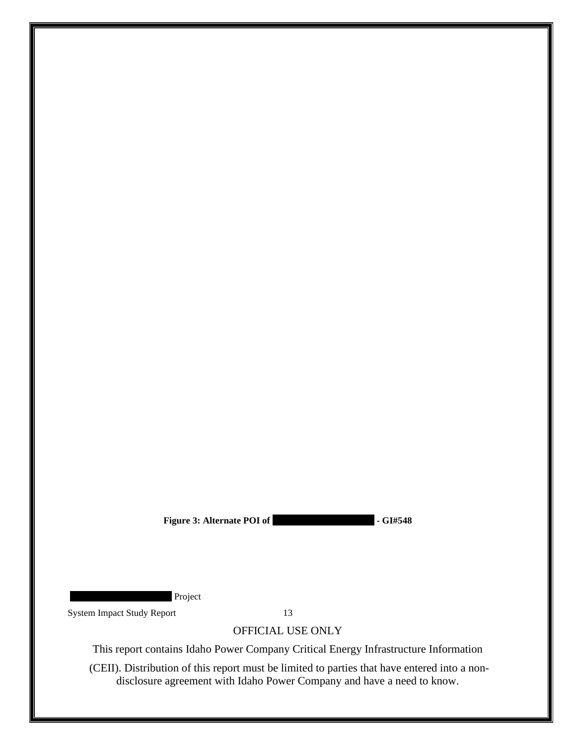**Figure 3: Alternate POI of ██████████ - GI#548**

OFFICIAL USE ONLY

This report contains Idaho Power Company Critical Energy Infrastructure Information (CEII). Distribution of this report must be limited to parties that have entered into a non-disclosure agreement with Idaho Power Company and have a need to know.